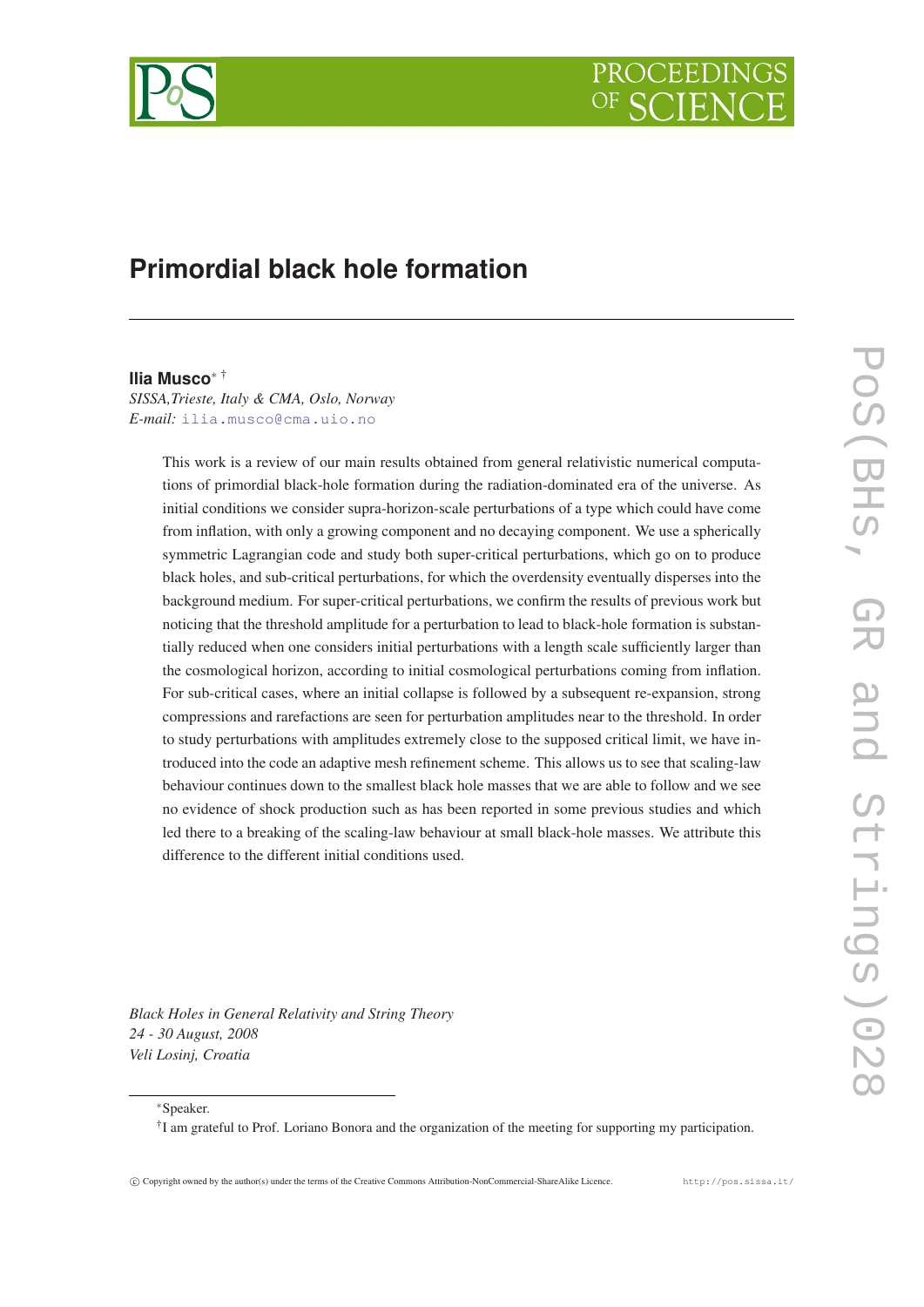# Primordial black hole formation

**Ilia Musco**[*] [†]

*SISSA,Trieste, Italy & CMA, Oslo, Norway*

*E-mail:* ilia.musco@cma.uio.no

This work is a review of our main results obtained from general relativistic numerical computations of primordial black-hole formation during the radiation-dominated era of the universe. As initial conditions we consider supra-horizon-scale perturbations of a type which could have come from inflation, with only a growing component and no decaying component. We use a spherically symmetric Lagrangian code and study both super-critical perturbations, which go on to produce black holes, and sub-critical perturbations, for which the overdensity eventually disperses into the background medium. For super-critical perturbations, we confirm the results of previous work but noticing that the threshold amplitude for a perturbation to lead to black-hole formation is substantially reduced when one considers initial perturbations with a length scale sufficiently larger than the cosmological horizon, according to initial cosmological perturbations coming from inflation. For sub-critical cases, where an initial collapse is followed by a subsequent re-expansion, strong compressions and rarefactions are seen for perturbation amplitudes near to the threshold. In order to study perturbations with amplitudes extremely close to the supposed critical limit, we have introduced into the code an adaptive mesh refinement scheme. This allows us to see that scaling-law behaviour continues down to the smallest black hole masses that we are able to follow and we see no evidence of shock production such as has been reported in some previous studies and which led there to a breaking of the scaling-law behaviour at small black-hole masses. We attribute this difference to the different initial conditions used.

*Black Holes in General Relativity and String Theory*
*24 - 30 August, 2008*
*Veli Losinj, Croatia*

---

[*]Speaker.

[†]I am grateful to Prof. Loriano Bonora and the organization of the meeting for supporting my participation.

© Copyright owned by the author(s) under the terms of the Creative Commons Attribution-NonCommercial-ShareAlike Licence. http://pos.sissa.it/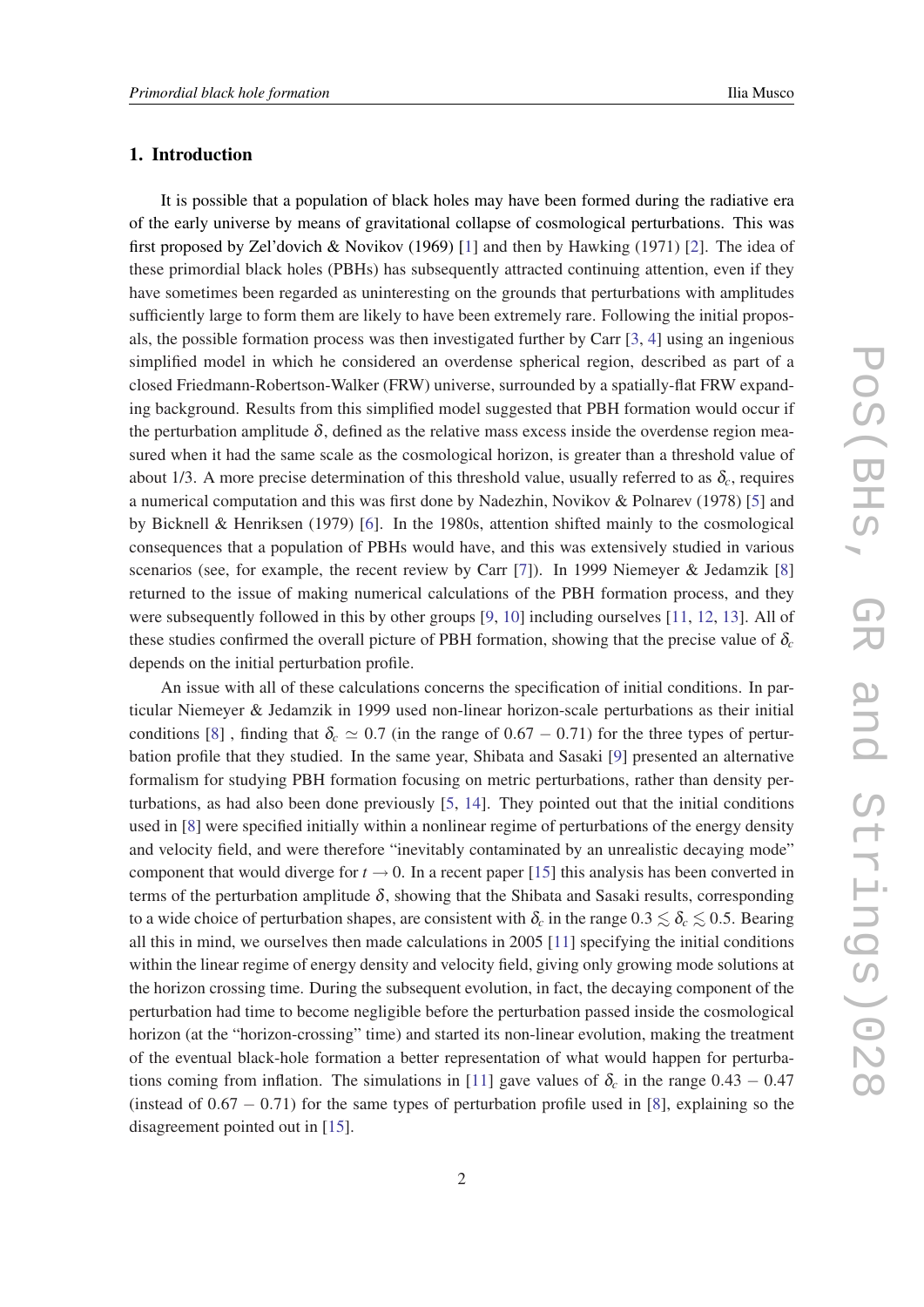## 1. Introduction

It is possible that a population of black holes may have been formed during the radiative era of the early universe by means of gravitational collapse of cosmological perturbations. This was first proposed by Zel'dovich & Novikov (1969) [1] and then by Hawking (1971) [2]. The idea of these primordial black holes (PBHs) has subsequently attracted continuing attention, even if they have sometimes been regarded as uninteresting on the grounds that perturbations with amplitudes sufficiently large to form them are likely to have been extremely rare. Following the initial proposals, the possible formation process was then investigated further by Carr [3, 4] using an ingenious simplified model in which he considered an overdense spherical region, described as part of a closed Friedmann-Robertson-Walker (FRW) universe, surrounded by a spatially-flat FRW expanding background. Results from this simplified model suggested that PBH formation would occur if the perturbation amplitude $\delta$, defined as the relative mass excess inside the overdense region measured when it had the same scale as the cosmological horizon, is greater than a threshold value of about 1/3. A more precise determination of this threshold value, usually referred to as $\delta_c$, requires a numerical computation and this was first done by Nadezhin, Novikov & Polnarev (1978) [5] and by Bicknell & Henriksen (1979) [6]. In the 1980s, attention shifted mainly to the cosmological consequences that a population of PBHs would have, and this was extensively studied in various scenarios (see, for example, the recent review by Carr [7]). In 1999 Niemeyer & Jedamzik [8] returned to the issue of making numerical calculations of the PBH formation process, and they were subsequently followed in this by other groups [9, 10] including ourselves [11, 12, 13]. All of these studies confirmed the overall picture of PBH formation, showing that the precise value of $\delta_c$ depends on the initial perturbation profile.

An issue with all of these calculations concerns the specification of initial conditions. In particular Niemeyer & Jedamzik in 1999 used non-linear horizon-scale perturbations as their initial conditions [8] , finding that $\delta_c \simeq 0.7$ (in the range of $0.67 - 0.71$) for the three types of perturbation profile that they studied. In the same year, Shibata and Sasaki [9] presented an alternative formalism for studying PBH formation focusing on metric perturbations, rather than density perturbations, as had also been done previously [5, 14]. They pointed out that the initial conditions used in [8] were specified initially within a nonlinear regime of perturbations of the energy density and velocity field, and were therefore "inevitably contaminated by an unrealistic decaying mode" component that would diverge for $t \to 0$. In a recent paper [15] this analysis has been converted in terms of the perturbation amplitude $\delta$, showing that the Shibata and Sasaki results, corresponding to a wide choice of perturbation shapes, are consistent with $\delta_c$ in the range $0.3 \lesssim \delta_c \lesssim 0.5$. Bearing all this in mind, we ourselves then made calculations in 2005 [11] specifying the initial conditions within the linear regime of energy density and velocity field, giving only growing mode solutions at the horizon crossing time. During the subsequent evolution, in fact, the decaying component of the perturbation had time to become negligible before the perturbation passed inside the cosmological horizon (at the "horizon-crossing" time) and started its non-linear evolution, making the treatment of the eventual black-hole formation a better representation of what would happen for perturbations coming from inflation. The simulations in [11] gave values of $\delta_c$ in the range $0.43 - 0.47$ (instead of $0.67 - 0.71$) for the same types of perturbation profile used in [8], explaining so the disagreement pointed out in [15].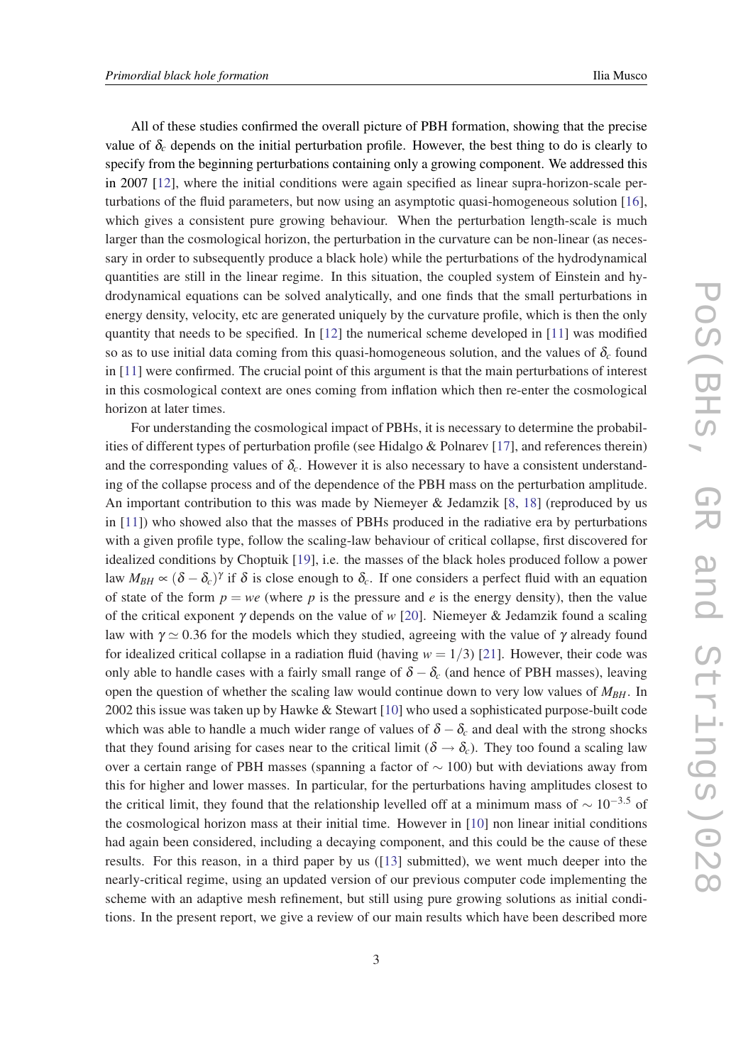All of these studies confirmed the overall picture of PBH formation, showing that the precise value of $\delta_c$ depends on the initial perturbation profile. However, the best thing to do is clearly to specify from the beginning perturbations containing only a growing component. We addressed this in 2007 [12], where the initial conditions were again specified as linear supra-horizon-scale perturbations of the fluid parameters, but now using an asymptotic quasi-homogeneous solution [16], which gives a consistent pure growing behaviour. When the perturbation length-scale is much larger than the cosmological horizon, the perturbation in the curvature can be non-linear (as necessary in order to subsequently produce a black hole) while the perturbations of the hydrodynamical quantities are still in the linear regime. In this situation, the coupled system of Einstein and hydrodynamical equations can be solved analytically, and one finds that the small perturbations in energy density, velocity, etc are generated uniquely by the curvature profile, which is then the only quantity that needs to be specified. In [12] the numerical scheme developed in [11] was modified so as to use initial data coming from this quasi-homogeneous solution, and the values of $\delta_c$ found in [11] were confirmed. The crucial point of this argument is that the main perturbations of interest in this cosmological context are ones coming from inflation which then re-enter the cosmological horizon at later times.

For understanding the cosmological impact of PBHs, it is necessary to determine the probabilities of different types of perturbation profile (see Hidalgo & Polnarev [17], and references therein) and the corresponding values of $\delta_c$. However it is also necessary to have a consistent understanding of the collapse process and of the dependence of the PBH mass on the perturbation amplitude. An important contribution to this was made by Niemeyer & Jedamzik [8, 18] (reproduced by us in [11]) who showed also that the masses of PBHs produced in the radiative era by perturbations with a given profile type, follow the scaling-law behaviour of critical collapse, first discovered for idealized conditions by Choptuik [19], i.e. the masses of the black holes produced follow a power law $M_{BH} \propto (\delta - \delta_c)^\gamma$ if $\delta$ is close enough to $\delta_c$. If one considers a perfect fluid with an equation of state of the form $p = we$ (where $p$ is the pressure and $e$ is the energy density), then the value of the critical exponent $\gamma$ depends on the value of $w$ [20]. Niemeyer & Jedamzik found a scaling law with $\gamma \simeq 0.36$ for the models which they studied, agreeing with the value of $\gamma$ already found for idealized critical collapse in a radiation fluid (having $w = 1/3$) [21]. However, their code was only able to handle cases with a fairly small range of $\delta - \delta_c$ (and hence of PBH masses), leaving open the question of whether the scaling law would continue down to very low values of $M_{BH}$. In 2002 this issue was taken up by Hawke & Stewart [10] who used a sophisticated purpose-built code which was able to handle a much wider range of values of $\delta - \delta_c$ and deal with the strong shocks that they found arising for cases near to the critical limit ($\delta \to \delta_c$). They too found a scaling law over a certain range of PBH masses (spanning a factor of $\sim 100$) but with deviations away from this for higher and lower masses. In particular, for the perturbations having amplitudes closest to the critical limit, they found that the relationship levelled off at a minimum mass of $\sim 10^{-3.5}$ of the cosmological horizon mass at their initial time. However in [10] non linear initial conditions had again been considered, including a decaying component, and this could be the cause of these results. For this reason, in a third paper by us ([13] submitted), we went much deeper into the nearly-critical regime, using an updated version of our previous computer code implementing the scheme with an adaptive mesh refinement, but still using pure growing solutions as initial conditions. In the present report, we give a review of our main results which have been described more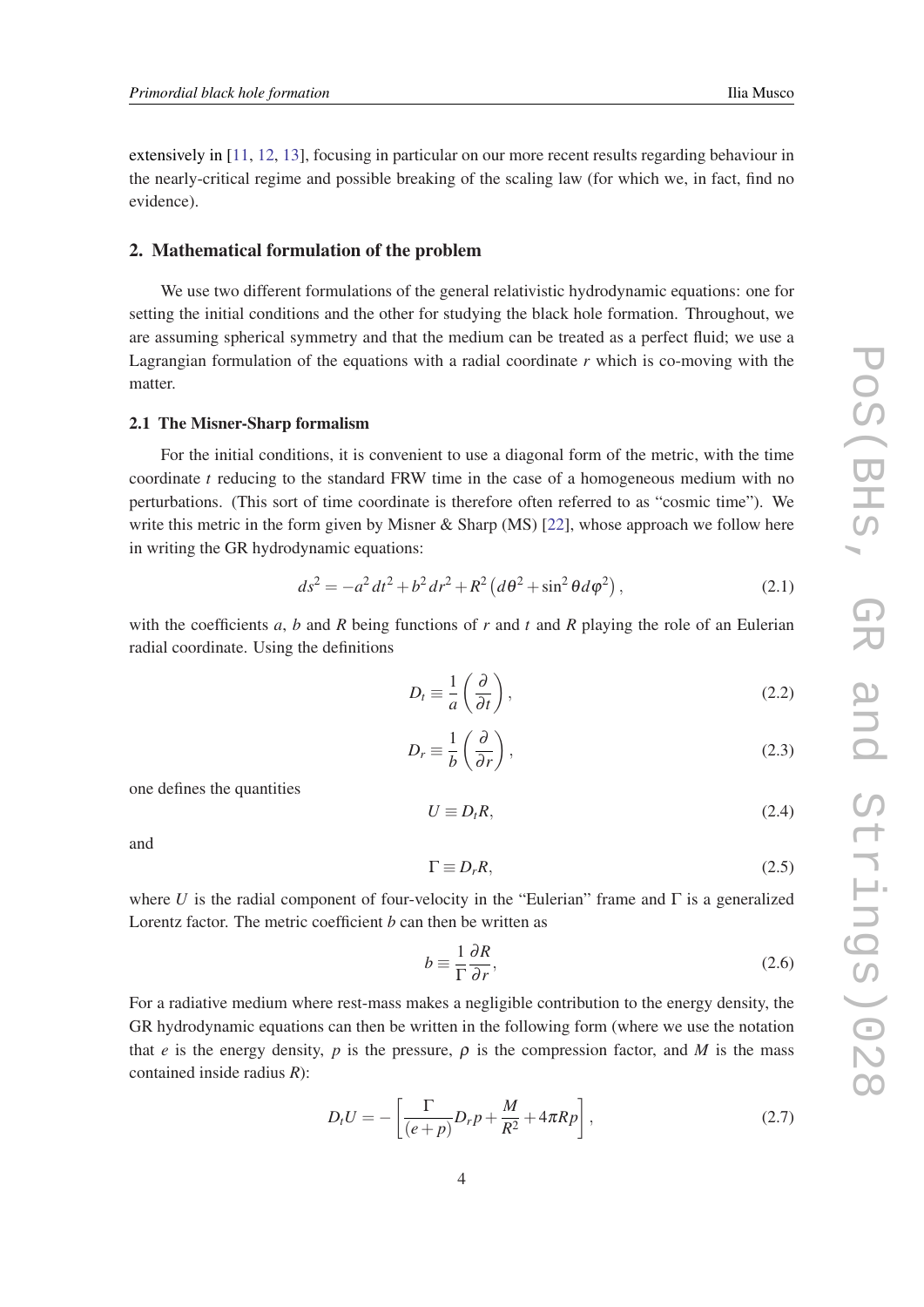extensively in [11, 12, 13], focusing in particular on our more recent results regarding behaviour in the nearly-critical regime and possible breaking of the scaling law (for which we, in fact, find no evidence).

## 2. Mathematical formulation of the problem

We use two different formulations of the general relativistic hydrodynamic equations: one for setting the initial conditions and the other for studying the black hole formation. Throughout, we are assuming spherical symmetry and that the medium can be treated as a perfect fluid; we use a Lagrangian formulation of the equations with a radial coordinate $r$ which is co-moving with the matter.

### 2.1 The Misner-Sharp formalism

For the initial conditions, it is convenient to use a diagonal form of the metric, with the time coordinate $t$ reducing to the standard FRW time in the case of a homogeneous medium with no perturbations. (This sort of time coordinate is therefore often referred to as "cosmic time"). We write this metric in the form given by Misner & Sharp (MS) [22], whose approach we follow here in writing the GR hydrodynamic equations:

$$ds^2 = -a^2\,dt^2 + b^2\,dr^2 + R^2\left(d\theta^2 + \sin^2\theta\, d\varphi^2\right), \tag{2.1}$$

with the coefficients $a$, $b$ and $R$ being functions of $r$ and $t$ and $R$ playing the role of an Eulerian radial coordinate. Using the definitions

$$D_t \equiv \frac{1}{a}\left(\frac{\partial}{\partial t}\right), \tag{2.2}$$

$$D_r \equiv \frac{1}{b}\left(\frac{\partial}{\partial r}\right), \tag{2.3}$$

one defines the quantities

$$U \equiv D_t R, \tag{2.4}$$

and

$$\Gamma \equiv D_r R, \tag{2.5}$$

where $U$ is the radial component of four-velocity in the "Eulerian" frame and $\Gamma$ is a generalized Lorentz factor. The metric coefficient $b$ can then be written as

$$b \equiv \frac{1}{\Gamma}\frac{\partial R}{\partial r}, \tag{2.6}$$

For a radiative medium where rest-mass makes a negligible contribution to the energy density, the GR hydrodynamic equations can then be written in the following form (where we use the notation that $e$ is the energy density, $p$ is the pressure, $\rho$ is the compression factor, and $M$ is the mass contained inside radius $R$):

$$D_t U = -\left[\frac{\Gamma}{(e+p)} D_r p + \frac{M}{R^2} + 4\pi R p\right], \tag{2.7}$$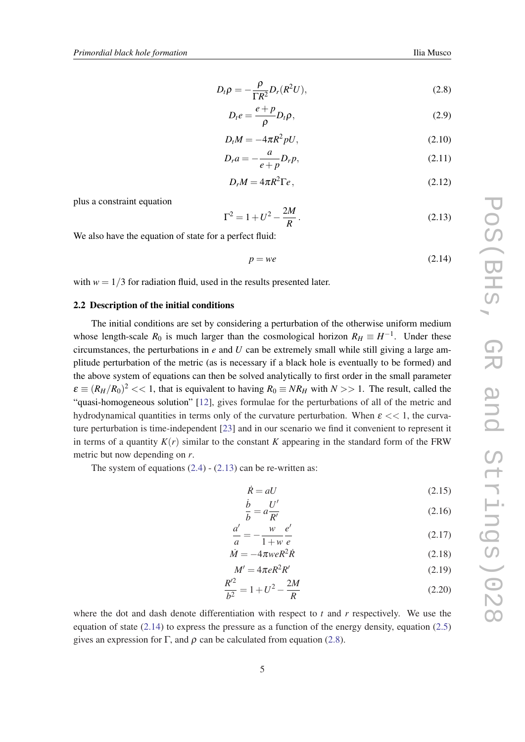$$D_t \rho = -\frac{\rho}{\Gamma R^2} D_r (R^2 U), \tag{2.8}$$

$$D_t e = \frac{e+p}{\rho} D_t \rho, \tag{2.9}$$

$$D_t M = -4\pi R^2 p U, \tag{2.10}$$

$$D_r a = -\frac{a}{e+p} D_r p, \tag{2.11}$$

$$D_r M = 4\pi R^2 \Gamma e \,, \tag{2.12}$$

plus a constraint equation

$$\Gamma^2 = 1 + U^2 - \frac{2M}{R} \,. \tag{2.13}$$

We also have the equation of state for a perfect fluid:

$$p = we \tag{2.14}$$

with $w = 1/3$ for radiation fluid, used in the results presented later.

### 2.2 Description of the initial conditions

The initial conditions are set by considering a perturbation of the otherwise uniform medium whose length-scale $R_0$ is much larger than the cosmological horizon $R_H \equiv H^{-1}$. Under these circumstances, the perturbations in $e$ and $U$ can be extremely small while still giving a large amplitude perturbation of the metric (as is necessary if a black hole is eventually to be formed) and the above system of equations can then be solved analytically to first order in the small parameter $\varepsilon \equiv (R_H/R_0)^2 << 1$, that is equivalent to having $R_0 \equiv N R_H$ with $N >> 1$. The result, called the "quasi-homogeneous solution" [12], gives formulae for the perturbations of all of the metric and hydrodynamical quantities in terms only of the curvature perturbation. When $\varepsilon << 1$, the curvature perturbation is time-independent [23] and in our scenario we find it convenient to represent it in terms of a quantity $K(r)$ similar to the constant $K$ appearing in the standard form of the FRW metric but now depending on $r$.

The system of equations (2.4) - (2.13) can be re-written as:

$$\dot{R} = aU \tag{2.15}$$

$$\frac{\dot{b}}{b} = a\frac{U'}{R'} \tag{2.16}$$

$$\frac{a'}{a} = -\frac{w}{1+w}\frac{e'}{e} \tag{2.17}$$

$$\dot{M} = -4\pi w e R^2 \dot{R} \tag{2.18}$$

$$M' = 4\pi e R^2 R' \tag{2.19}$$

$$\frac{R'^2}{b^2} = 1 + U^2 - \frac{2M}{R} \tag{2.20}$$

where the dot and dash denote differentiation with respect to $t$ and $r$ respectively. We use the equation of state (2.14) to express the pressure as a function of the energy density, equation (2.5) gives an expression for $\Gamma$, and $\rho$ can be calculated from equation (2.8).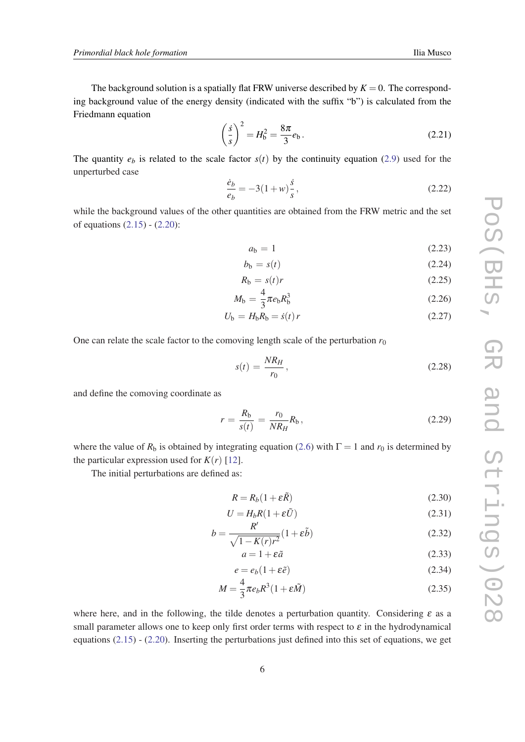The background solution is a spatially flat FRW universe described by $K = 0$. The corresponding background value of the energy density (indicated with the suffix "b") is calculated from the Friedmann equation

$$\left(\frac{\dot{s}}{s}\right)^2 = H_{\rm b}^2 = \frac{8\pi}{3} e_{\rm b} \,. \tag{2.21}$$

The quantity $e_b$ is related to the scale factor $s(t)$ by the continuity equation (2.9) used for the unperturbed case

$$\frac{\dot{e}_b}{e_b} = -3(1+w)\frac{\dot{s}}{s} \,, \tag{2.22}$$

while the background values of the other quantities are obtained from the FRW metric and the set of equations (2.15) - (2.20):

$$a_{\rm b} = 1 \tag{2.23}$$

$$b_{\rm b} = s(t) \tag{2.24}$$

$$R_{\rm b} = s(t) r \tag{2.25}$$

$$M_{\rm b} = \frac{4}{3}\pi e_{\rm b} R_{\rm b}^3 \tag{2.26}$$

$$U_{\rm b} = H_{\rm b} R_{\rm b} = \dot{s}(t)\, r \tag{2.27}$$

One can relate the scale factor to the comoving length scale of the perturbation $r_0$

$$s(t) = \frac{N R_H}{r_0} \,, \tag{2.28}$$

and define the comoving coordinate as

$$r = \frac{R_{\rm b}}{s(t)} = \frac{r_0}{N R_H} R_{\rm b} \,, \tag{2.29}$$

where the value of $R_{\rm b}$ is obtained by integrating equation (2.6) with $\Gamma = 1$ and $r_0$ is determined by the particular expression used for $K(r)$ [12].

The initial perturbations are defined as:

$$R = R_b(1 + \varepsilon \tilde{R}) \tag{2.30}$$

$$U = H_b R(1 + \varepsilon \tilde{U}) \tag{2.31}$$

$$b = \frac{R'}{\sqrt{1 - K(r) r^2}}(1 + \varepsilon \tilde{b}) \tag{2.32}$$

$$a = 1 + \varepsilon \tilde{a} \tag{2.33}$$

$$e = e_b(1 + \varepsilon \tilde{e}) \tag{2.34}$$

$$M = \frac{4}{3}\pi e_b R^3 (1 + \varepsilon \tilde{M}) \tag{2.35}$$

where here, and in the following, the tilde denotes a perturbation quantity. Considering $\varepsilon$ as a small parameter allows one to keep only first order terms with respect to $\varepsilon$ in the hydrodynamical equations (2.15) - (2.20). Inserting the perturbations just defined into this set of equations, we get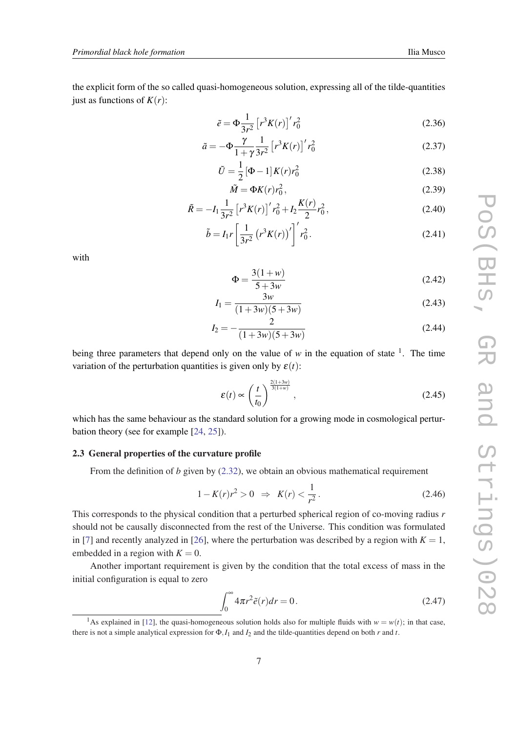the explicit form of the so called quasi-homogeneous solution, expressing all of the tilde-quantities just as functions of $K(r)$:

$$\tilde{e} = \Phi \frac{1}{3r^2} \left[ r^3 K(r) \right]' r_0^2 \tag{2.36}$$

$$\tilde{a} = -\Phi \frac{\gamma}{1+\gamma} \frac{1}{3r^2} \left[ r^3 K(r) \right]' r_0^2 \tag{2.37}$$

$$\tilde{U} = \frac{1}{2} \left[ \Phi - 1 \right] K(r) r_0^2 \tag{2.38}$$

$$\tilde{M} = \Phi K(r) r_0^2 , \tag{2.39}$$

$$\tilde{R} = -I_1 \frac{1}{3r^2} \left[ r^3 K(r) \right]' r_0^2 + I_2 \frac{K(r)}{2} r_0^2 , \tag{2.40}$$

$$\tilde{b} = I_1 r \left[ \frac{1}{3r^2} \left( r^3 K(r) \right)' \right]' r_0^2 . \tag{2.41}$$

with

$$\Phi = \frac{3(1+w)}{5+3w} \tag{2.42}$$

$$I_1 = \frac{3w}{(1+3w)(5+3w)} \tag{2.43}$$

$$I_2 = -\frac{2}{(1+3w)(5+3w)} \tag{2.44}$$

being three parameters that depend only on the value of $w$ in the equation of state [1]. The time variation of the perturbation quantities is given only by $\varepsilon(t)$:

$$\varepsilon(t) \propto \left( \frac{t}{t_0} \right)^{\frac{2(1+3w)}{3(1+w)}} , \tag{2.45}$$

which has the same behaviour as the standard solution for a growing mode in cosmological perturbation theory (see for example [24, 25]).

### 2.3 General properties of the curvature profile

From the definition of $b$ given by (2.32), we obtain an obvious mathematical requirement

$$1 - K(r) r^2 > 0 \;\;\Rightarrow\;\; K(r) < \frac{1}{r^2} . \tag{2.46}$$

This corresponds to the physical condition that a perturbed spherical region of co-moving radius $r$ should not be causally disconnected from the rest of the Universe. This condition was formulated in [7] and recently analyzed in [26], where the perturbation was described by a region with $K = 1$, embedded in a region with $K = 0$.

Another important requirement is given by the condition that the total excess of mass in the initial configuration is equal to zero

$$\int_0^\infty 4\pi r^2 \tilde{e}(r) dr = 0 . \tag{2.47}$$

[1] As explained in [12], the quasi-homogeneous solution holds also for multiple fluids with $w = w(t)$; in that case, there is not a simple analytical expression for $\Phi, I_1$ and $I_2$ and the tilde-quantities depend on both $r$ and $t$.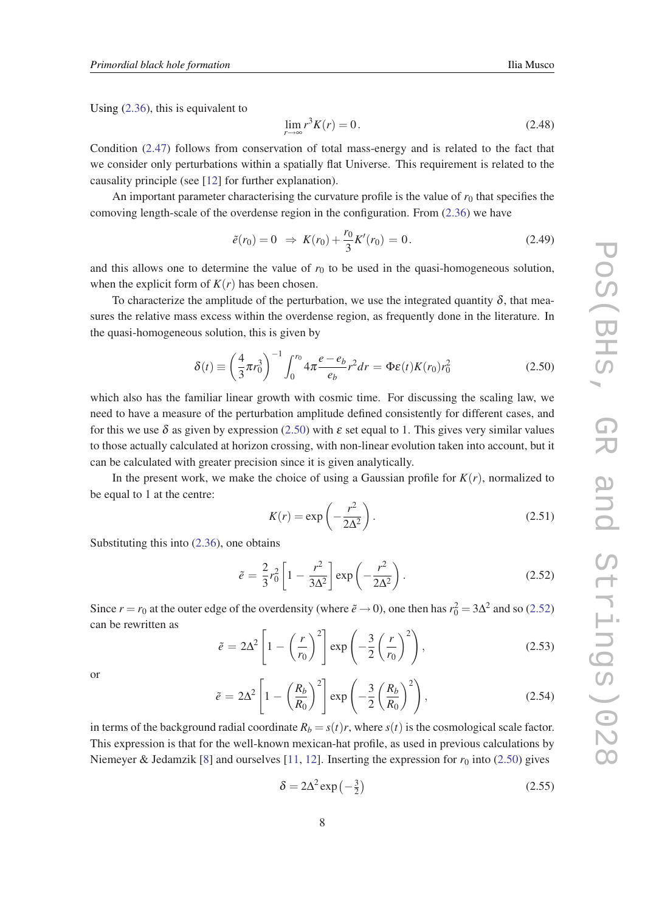Using (2.36), this is equivalent to

$$\lim_{r\to\infty} r^3 K(r) = 0\,. \tag{2.48}$$

Condition (2.47) follows from conservation of total mass-energy and is related to the fact that we consider only perturbations within a spatially flat Universe. This requirement is related to the causality principle (see [12] for further explanation).

An important parameter characterising the curvature profile is the value of $r_0$ that specifies the comoving length-scale of the overdense region in the configuration. From (2.36) we have

$$\tilde{e}(r_0) = 0 \;\Rightarrow\; K(r_0) + \frac{r_0}{3}K'(r_0) = 0\,. \tag{2.49}$$

and this allows one to determine the value of $r_0$ to be used in the quasi-homogeneous solution, when the explicit form of $K(r)$ has been chosen.

To characterize the amplitude of the perturbation, we use the integrated quantity $\delta$, that measures the relative mass excess within the overdense region, as frequently done in the literature. In the quasi-homogeneous solution, this is given by

$$\delta(t) \equiv \left(\frac{4}{3}\pi r_0^3\right)^{-1}\int_0^{r_0} 4\pi \frac{e-e_b}{e_b} r^2 dr = \Phi\varepsilon(t)K(r_0)r_0^2 \tag{2.50}$$

which also has the familiar linear growth with cosmic time. For discussing the scaling law, we need to have a measure of the perturbation amplitude defined consistently for different cases, and for this we use $\delta$ as given by expression (2.50) with $\varepsilon$ set equal to 1. This gives very similar values to those actually calculated at horizon crossing, with non-linear evolution taken into account, but it can be calculated with greater precision since it is given analytically.

In the present work, we make the choice of using a Gaussian profile for $K(r)$, normalized to be equal to 1 at the centre:

$$K(r) = \exp\left(-\frac{r^2}{2\Delta^2}\right). \tag{2.51}$$

Substituting this into (2.36), one obtains

$$\tilde{e} \,=\, \frac{2}{3}r_0^2\left[1 \,-\, \frac{r^2}{3\Delta^2}\right]\exp\left(-\frac{r^2}{2\Delta^2}\right). \tag{2.52}$$

Since $r = r_0$ at the outer edge of the overdensity (where $\tilde{e} \to 0$), one then has $r_0^2 = 3\Delta^2$ and so (2.52) can be rewritten as

$$\tilde{e} \,=\, 2\Delta^2\left[1 - \left(\frac{r}{r_0}\right)^2\right]\exp\left(-\frac{3}{2}\left(\frac{r}{r_0}\right)^2\right), \tag{2.53}$$

or

$$\tilde{e} \,=\, 2\Delta^2\left[1 - \left(\frac{R_b}{R_0}\right)^2\right]\exp\left(-\frac{3}{2}\left(\frac{R_b}{R_0}\right)^2\right), \tag{2.54}$$

in terms of the background radial coordinate $R_b = s(t)r$, where $s(t)$ is the cosmological scale factor. This expression is that for the well-known mexican-hat profile, as used in previous calculations by Niemeyer & Jedamzik [8] and ourselves [11, 12]. Inserting the expression for $r_0$ into (2.50) gives

$$\delta = 2\Delta^2 \exp\left(-\tfrac{3}{2}\right) \tag{2.55}$$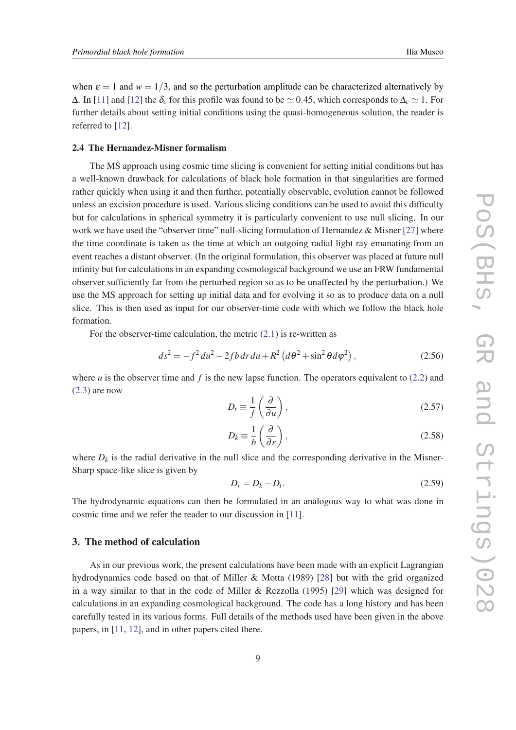when $\varepsilon = 1$ and $w = 1/3$, and so the perturbation amplitude can be characterized alternatively by $\Delta$. In [11] and [12] the $\delta_c$ for this profile was found to be $\simeq 0.45$, which corresponds to $\Delta_c \simeq 1$. For further details about setting initial conditions using the quasi-homogeneous solution, the reader is referred to [12].

### 2.4 The Hernandez-Misner formalism

The MS approach using cosmic time slicing is convenient for setting initial conditions but has a well-known drawback for calculations of black hole formation in that singularities are formed rather quickly when using it and then further, potentially observable, evolution cannot be followed unless an excision procedure is used. Various slicing conditions can be used to avoid this difficulty but for calculations in spherical symmetry it is particularly convenient to use null slicing. In our work we have used the "observer time" null-slicing formulation of Hernandez & Misner [27] where the time coordinate is taken as the time at which an outgoing radial light ray emanating from an event reaches a distant observer. (In the original formulation, this observer was placed at future null infinity but for calculations in an expanding cosmological background we use an FRW fundamental observer sufficiently far from the perturbed region so as to be unaffected by the perturbation.) We use the MS approach for setting up initial data and for evolving it so as to produce data on a null slice. This is then used as input for our observer-time code with which we follow the black hole formation.

For the observer-time calculation, the metric (2.1) is re-written as

$$ds^2 = -f^2 du^2 - 2fb\,dr\,du + R^2\left(d\theta^2 + \sin^2\theta d\varphi^2\right), \tag{2.56}$$

where $u$ is the observer time and $f$ is the new lapse function. The operators equivalent to (2.2) and (2.3) are now

$$D_t \equiv \frac{1}{f}\left(\frac{\partial}{\partial u}\right), \tag{2.57}$$

$$D_k \equiv \frac{1}{b}\left(\frac{\partial}{\partial r}\right), \tag{2.58}$$

where $D_k$ is the radial derivative in the null slice and the corresponding derivative in the Misner-Sharp space-like slice is given by

$$D_r = D_k - D_t. \tag{2.59}$$

The hydrodynamic equations can then be formulated in an analogous way to what was done in cosmic time and we refer the reader to our discussion in [11].

## 3. The method of calculation

As in our previous work, the present calculations have been made with an explicit Lagrangian hydrodynamics code based on that of Miller & Motta (1989) [28] but with the grid organized in a way similar to that in the code of Miller & Rezzolla (1995) [29] which was designed for calculations in an expanding cosmological background. The code has a long history and has been carefully tested in its various forms. Full details of the methods used have been given in the above papers, in [11, 12], and in other papers cited there.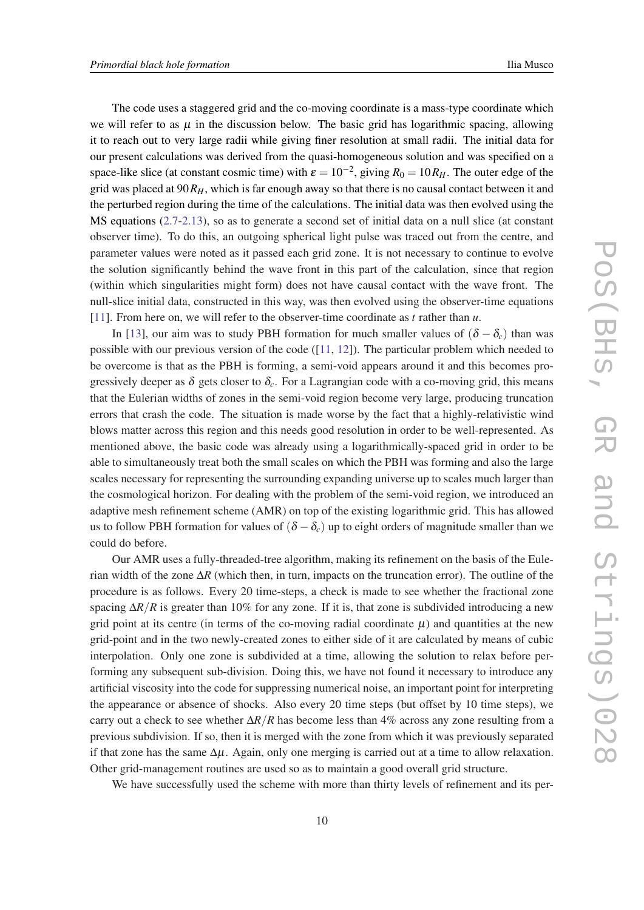The code uses a staggered grid and the co-moving coordinate is a mass-type coordinate which we will refer to as $\mu$ in the discussion below. The basic grid has logarithmic spacing, allowing it to reach out to very large radii while giving finer resolution at small radii. The initial data for our present calculations was derived from the quasi-homogeneous solution and was specified on a space-like slice (at constant cosmic time) with $\varepsilon = 10^{-2}$, giving $R_0 = 10 R_H$. The outer edge of the grid was placed at $90 R_H$, which is far enough away so that there is no causal contact between it and the perturbed region during the time of the calculations. The initial data was then evolved using the MS equations (2.7-2.13), so as to generate a second set of initial data on a null slice (at constant observer time). To do this, an outgoing spherical light pulse was traced out from the centre, and parameter values were noted as it passed each grid zone. It is not necessary to continue to evolve the solution significantly behind the wave front in this part of the calculation, since that region (within which singularities might form) does not have causal contact with the wave front. The null-slice initial data, constructed in this way, was then evolved using the observer-time equations [11]. From here on, we will refer to the observer-time coordinate as $t$ rather than $u$.

In [13], our aim was to study PBH formation for much smaller values of $(\delta - \delta_c)$ than was possible with our previous version of the code ([11, 12]). The particular problem which needed to be overcome is that as the PBH is forming, a semi-void appears around it and this becomes progressively deeper as $\delta$ gets closer to $\delta_c$. For a Lagrangian code with a co-moving grid, this means that the Eulerian widths of zones in the semi-void region become very large, producing truncation errors that crash the code. The situation is made worse by the fact that a highly-relativistic wind blows matter across this region and this needs good resolution in order to be well-represented. As mentioned above, the basic code was already using a logarithmically-spaced grid in order to be able to simultaneously treat both the small scales on which the PBH was forming and also the large scales necessary for representing the surrounding expanding universe up to scales much larger than the cosmological horizon. For dealing with the problem of the semi-void region, we introduced an adaptive mesh refinement scheme (AMR) on top of the existing logarithmic grid. This has allowed us to follow PBH formation for values of $(\delta - \delta_c)$ up to eight orders of magnitude smaller than we could do before.

Our AMR uses a fully-threaded-tree algorithm, making its refinement on the basis of the Eulerian width of the zone $\Delta R$ (which then, in turn, impacts on the truncation error). The outline of the procedure is as follows. Every 20 time-steps, a check is made to see whether the fractional zone spacing $\Delta R/R$ is greater than 10% for any zone. If it is, that zone is subdivided introducing a new grid point at its centre (in terms of the co-moving radial coordinate $\mu$) and quantities at the new grid-point and in the two newly-created zones to either side of it are calculated by means of cubic interpolation. Only one zone is subdivided at a time, allowing the solution to relax before performing any subsequent sub-division. Doing this, we have not found it necessary to introduce any artificial viscosity into the code for suppressing numerical noise, an important point for interpreting the appearance or absence of shocks. Also every 20 time steps (but offset by 10 time steps), we carry out a check to see whether $\Delta R/R$ has become less than 4% across any zone resulting from a previous subdivision. If so, then it is merged with the zone from which it was previously separated if that zone has the same $\Delta\mu$. Again, only one merging is carried out at a time to allow relaxation. Other grid-management routines are used so as to maintain a good overall grid structure.

We have successfully used the scheme with more than thirty levels of refinement and its per-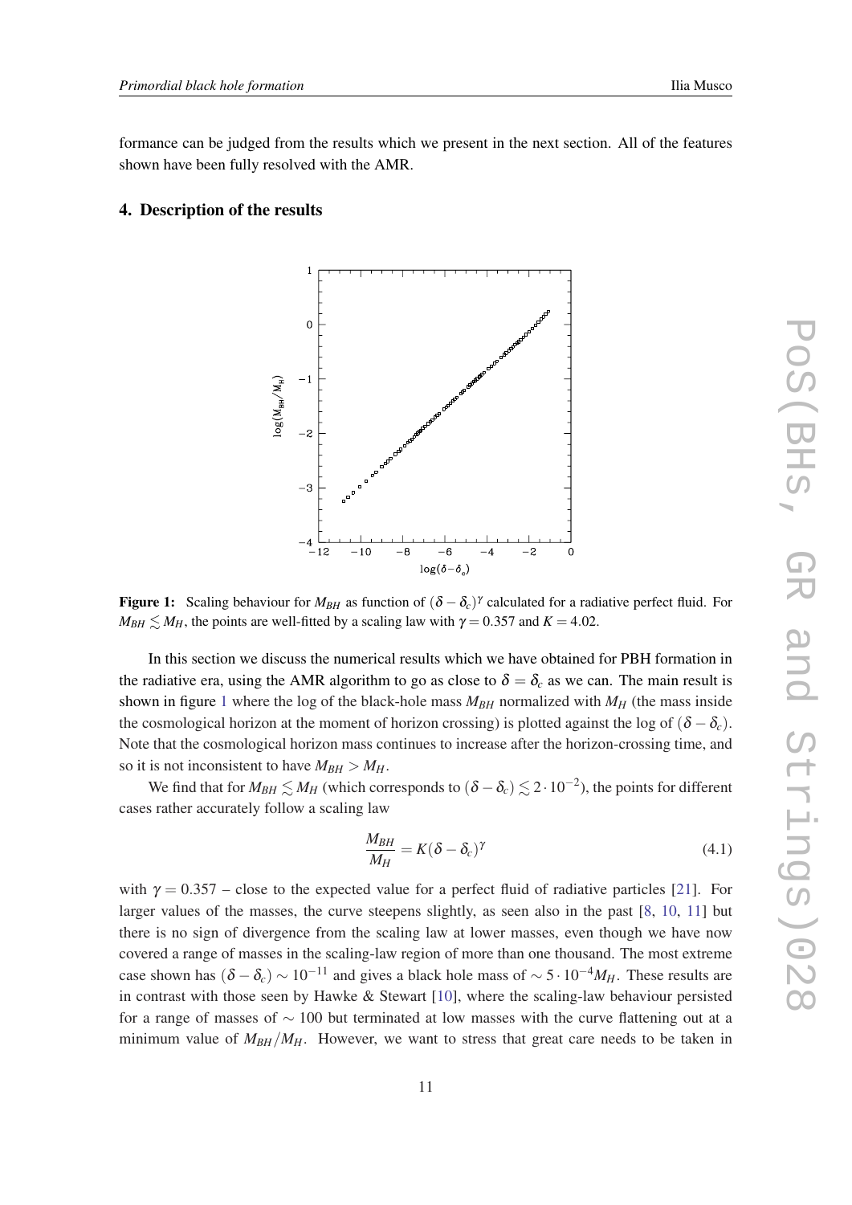formance can be judged from the results which we present in the next section. All of the features shown have been fully resolved with the AMR.

## 4. Description of the results

**Figure 1:** Scaling behaviour for $M_{BH}$ as function of $(\delta - \delta_c)^\gamma$ calculated for a radiative perfect fluid. For $M_{BH} \lesssim M_H$, the points are well-fitted by a scaling law with $\gamma = 0.357$ and $K = 4.02$.

In this section we discuss the numerical results which we have obtained for PBH formation in the radiative era, using the AMR algorithm to go as close to $\delta = \delta_c$ as we can. The main result is shown in figure 1 where the log of the black-hole mass $M_{BH}$ normalized with $M_H$ (the mass inside the cosmological horizon at the moment of horizon crossing) is plotted against the log of $(\delta - \delta_c)$. Note that the cosmological horizon mass continues to increase after the horizon-crossing time, and so it is not inconsistent to have $M_{BH} > M_H$.

We find that for $M_{BH} \lesssim M_H$ (which corresponds to $(\delta - \delta_c) \lesssim 2 \cdot 10^{-2}$), the points for different cases rather accurately follow a scaling law

$$\frac{M_{BH}}{M_H} = K(\delta - \delta_c)^\gamma \tag{4.1}$$

with $\gamma = 0.357$ – close to the expected value for a perfect fluid of radiative particles [21]. For larger values of the masses, the curve steepens slightly, as seen also in the past [8, 10, 11] but there is no sign of divergence from the scaling law at lower masses, even though we have now covered a range of masses in the scaling-law region of more than one thousand. The most extreme case shown has $(\delta - \delta_c) \sim 10^{-11}$ and gives a black hole mass of $\sim 5 \cdot 10^{-4} M_H$. These results are in contrast with those seen by Hawke & Stewart [10], where the scaling-law behaviour persisted for a range of masses of $\sim 100$ but terminated at low masses with the curve flattening out at a minimum value of $M_{BH}/M_H$. However, we want to stress that great care needs to be taken in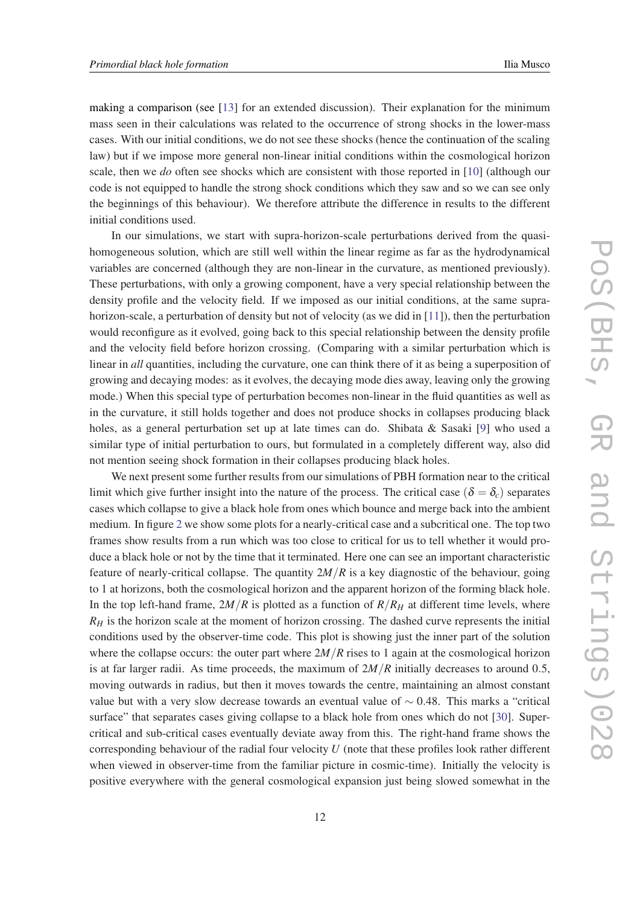making a comparison (see [13] for an extended discussion). Their explanation for the minimum mass seen in their calculations was related to the occurrence of strong shocks in the lower-mass cases. With our initial conditions, we do not see these shocks (hence the continuation of the scaling law) but if we impose more general non-linear initial conditions within the cosmological horizon scale, then we *do* often see shocks which are consistent with those reported in [10] (although our code is not equipped to handle the strong shock conditions which they saw and so we can see only the beginnings of this behaviour). We therefore attribute the difference in results to the different initial conditions used.

In our simulations, we start with supra-horizon-scale perturbations derived from the quasi-homogeneous solution, which are still well within the linear regime as far as the hydrodynamical variables are concerned (although they are non-linear in the curvature, as mentioned previously). These perturbations, with only a growing component, have a very special relationship between the density profile and the velocity field. If we imposed as our initial conditions, at the same supra-horizon-scale, a perturbation of density but not of velocity (as we did in [11]), then the perturbation would reconfigure as it evolved, going back to this special relationship between the density profile and the velocity field before horizon crossing. (Comparing with a similar perturbation which is linear in *all* quantities, including the curvature, one can think there of it as being a superposition of growing and decaying modes: as it evolves, the decaying mode dies away, leaving only the growing mode.) When this special type of perturbation becomes non-linear in the fluid quantities as well as in the curvature, it still holds together and does not produce shocks in collapses producing black holes, as a general perturbation set up at late times can do. Shibata & Sasaki [9] who used a similar type of initial perturbation to ours, but formulated in a completely different way, also did not mention seeing shock formation in their collapses producing black holes.

We next present some further results from our simulations of PBH formation near to the critical limit which give further insight into the nature of the process. The critical case ($\delta = \delta_c$) separates cases which collapse to give a black hole from ones which bounce and merge back into the ambient medium. In figure 2 we show some plots for a nearly-critical case and a subcritical one. The top two frames show results from a run which was too close to critical for us to tell whether it would produce a black hole or not by the time that it terminated. Here one can see an important characteristic feature of nearly-critical collapse. The quantity $2M/R$ is a key diagnostic of the behaviour, going to 1 at horizons, both the cosmological horizon and the apparent horizon of the forming black hole. In the top left-hand frame, $2M/R$ is plotted as a function of $R/R_H$ at different time levels, where $R_H$ is the horizon scale at the moment of horizon crossing. The dashed curve represents the initial conditions used by the observer-time code. This plot is showing just the inner part of the solution where the collapse occurs: the outer part where $2M/R$ rises to 1 again at the cosmological horizon is at far larger radii. As time proceeds, the maximum of $2M/R$ initially decreases to around 0.5, moving outwards in radius, but then it moves towards the centre, maintaining an almost constant value but with a very slow decrease towards an eventual value of $\sim 0.48$. This marks a "critical surface" that separates cases giving collapse to a black hole from ones which do not [30]. Super-critical and sub-critical cases eventually deviate away from this. The right-hand frame shows the corresponding behaviour of the radial four velocity $U$ (note that these profiles look rather different when viewed in observer-time from the familiar picture in cosmic-time). Initially the velocity is positive everywhere with the general cosmological expansion just being slowed somewhat in the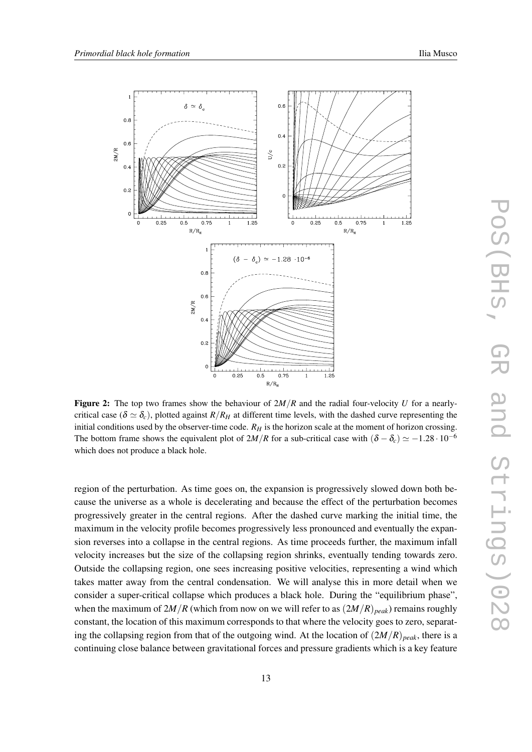**Figure 2:** The top two frames show the behaviour of $2M/R$ and the radial four-velocity $U$ for a nearly-critical case ($\delta \simeq \delta_c$), plotted against $R/R_H$ at different time levels, with the dashed curve representing the initial conditions used by the observer-time code. $R_H$ is the horizon scale at the moment of horizon crossing. The bottom frame shows the equivalent plot of $2M/R$ for a sub-critical case with $(\delta - \delta_c) \simeq -1.28 \cdot 10^{-6}$ which does not produce a black hole.

region of the perturbation. As time goes on, the expansion is progressively slowed down both because the universe as a whole is decelerating and because the effect of the perturbation becomes progressively greater in the central regions. After the dashed curve marking the initial time, the maximum in the velocity profile becomes progressively less pronounced and eventually the expansion reverses into a collapse in the central regions. As time proceeds further, the maximum infall velocity increases but the size of the collapsing region shrinks, eventually tending towards zero. Outside the collapsing region, one sees increasing positive velocities, representing a wind which takes matter away from the central condensation. We will analyse this in more detail when we consider a super-critical collapse which produces a black hole. During the "equilibrium phase", when the maximum of $2M/R$ (which from now on we will refer to as $(2M/R)_{peak}$) remains roughly constant, the location of this maximum corresponds to that where the velocity goes to zero, separating the collapsing region from that of the outgoing wind. At the location of $(2M/R)_{peak}$, there is a continuing close balance between gravitational forces and pressure gradients which is a key feature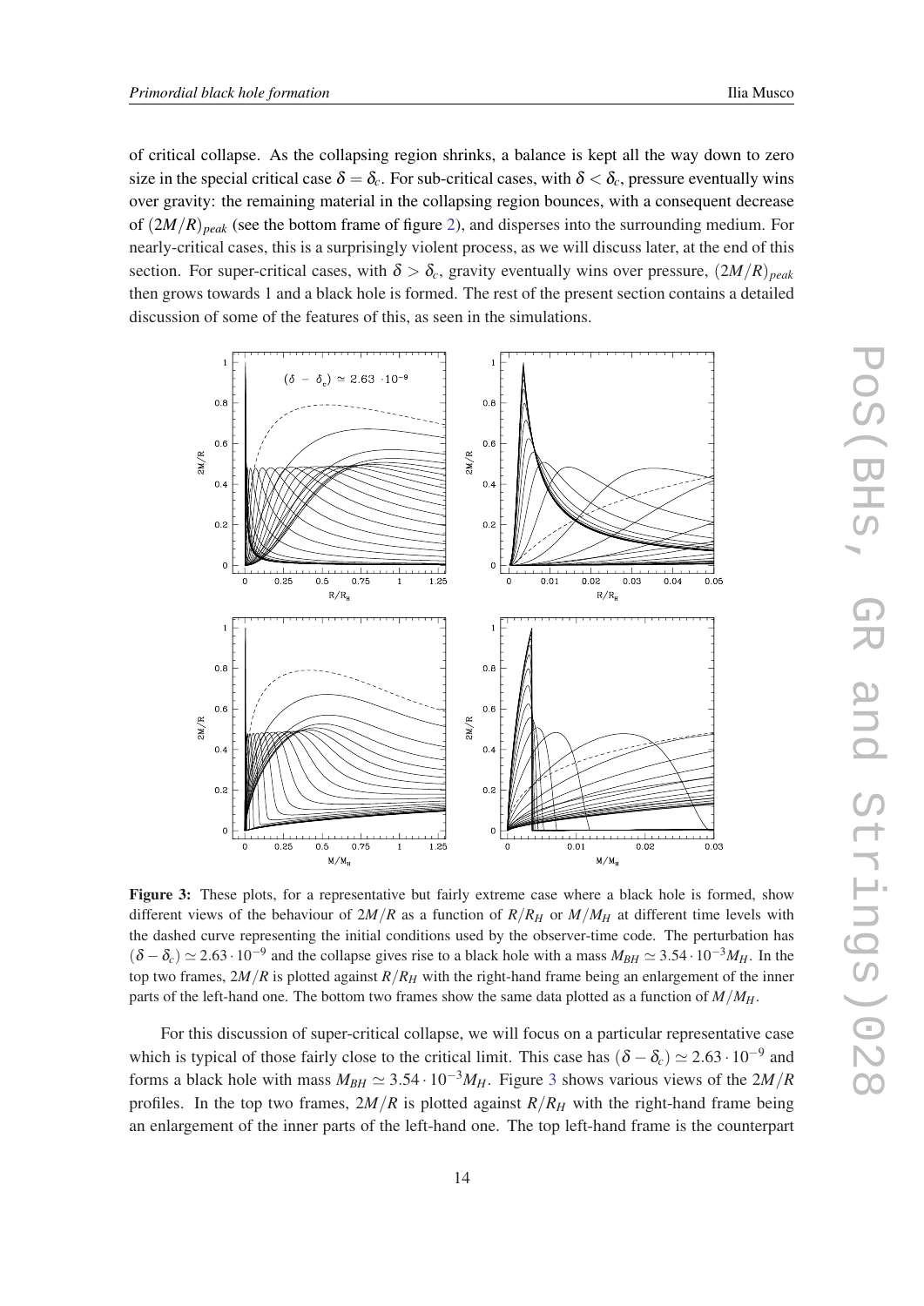of critical collapse. As the collapsing region shrinks, a balance is kept all the way down to zero size in the special critical case $\delta = \delta_c$. For sub-critical cases, with $\delta < \delta_c$, pressure eventually wins over gravity: the remaining material in the collapsing region bounces, with a consequent decrease of $(2M/R)_{peak}$ (see the bottom frame of figure 2), and disperses into the surrounding medium. For nearly-critical cases, this is a surprisingly violent process, as we will discuss later, at the end of this section. For super-critical cases, with $\delta > \delta_c$, gravity eventually wins over pressure, $(2M/R)_{peak}$ then grows towards 1 and a black hole is formed. The rest of the present section contains a detailed discussion of some of the features of this, as seen in the simulations.

**Figure 3:** These plots, for a representative but fairly extreme case where a black hole is formed, show different views of the behaviour of $2M/R$ as a function of $R/R_H$ or $M/M_H$ at different time levels with the dashed curve representing the initial conditions used by the observer-time code. The perturbation has $(\delta - \delta_c) \simeq 2.63 \cdot 10^{-9}$ and the collapse gives rise to a black hole with a mass $M_{BH} \simeq 3.54 \cdot 10^{-3} M_H$. In the top two frames, $2M/R$ is plotted against $R/R_H$ with the right-hand frame being an enlargement of the inner parts of the left-hand one. The bottom two frames show the same data plotted as a function of $M/M_H$.

For this discussion of super-critical collapse, we will focus on a particular representative case which is typical of those fairly close to the critical limit. This case has $(\delta - \delta_c) \simeq 2.63 \cdot 10^{-9}$ and forms a black hole with mass $M_{BH} \simeq 3.54 \cdot 10^{-3} M_H$. Figure 3 shows various views of the $2M/R$ profiles. In the top two frames, $2M/R$ is plotted against $R/R_H$ with the right-hand frame being an enlargement of the inner parts of the left-hand one. The top left-hand frame is the counterpart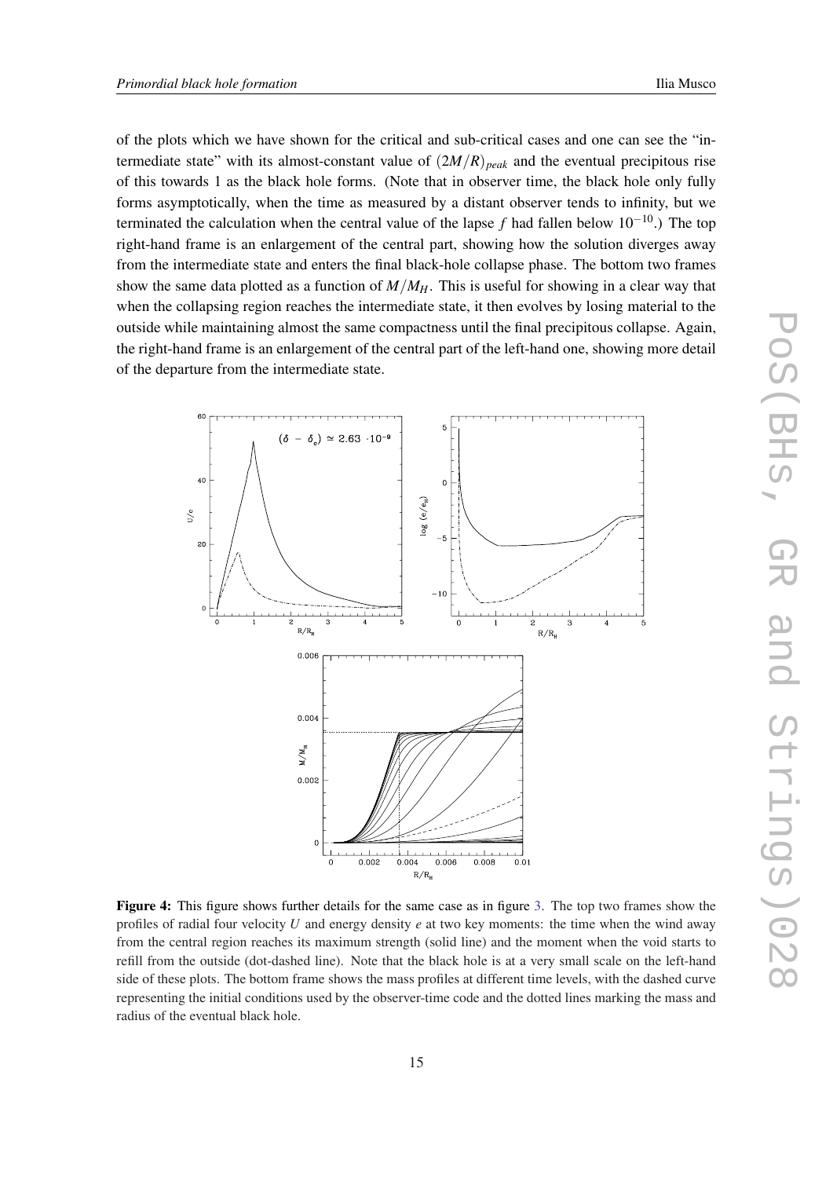of the plots which we have shown for the critical and sub-critical cases and one can see the "intermediate state" with its almost-constant value of $(2M/R)_{peak}$ and the eventual precipitous rise of this towards 1 as the black hole forms. (Note that in observer time, the black hole only fully forms asymptotically, when the time as measured by a distant observer tends to infinity, but we terminated the calculation when the central value of the lapse $f$ had fallen below $10^{-10}$.) The top right-hand frame is an enlargement of the central part, showing how the solution diverges away from the intermediate state and enters the final black-hole collapse phase. The bottom two frames show the same data plotted as a function of $M/M_H$. This is useful for showing in a clear way that when the collapsing region reaches the intermediate state, it then evolves by losing material to the outside while maintaining almost the same compactness until the final precipitous collapse. Again, the right-hand frame is an enlargement of the central part of the left-hand one, showing more detail of the departure from the intermediate state.

**Figure 4:** This figure shows further details for the same case as in figure 3. The top two frames show the profiles of radial four velocity $U$ and energy density $e$ at two key moments: the time when the wind away from the central region reaches its maximum strength (solid line) and the moment when the void starts to refill from the outside (dot-dashed line). Note that the black hole is at a very small scale on the left-hand side of these plots. The bottom frame shows the mass profiles at different time levels, with the dashed curve representing the initial conditions used by the observer-time code and the dotted lines marking the mass and radius of the eventual black hole.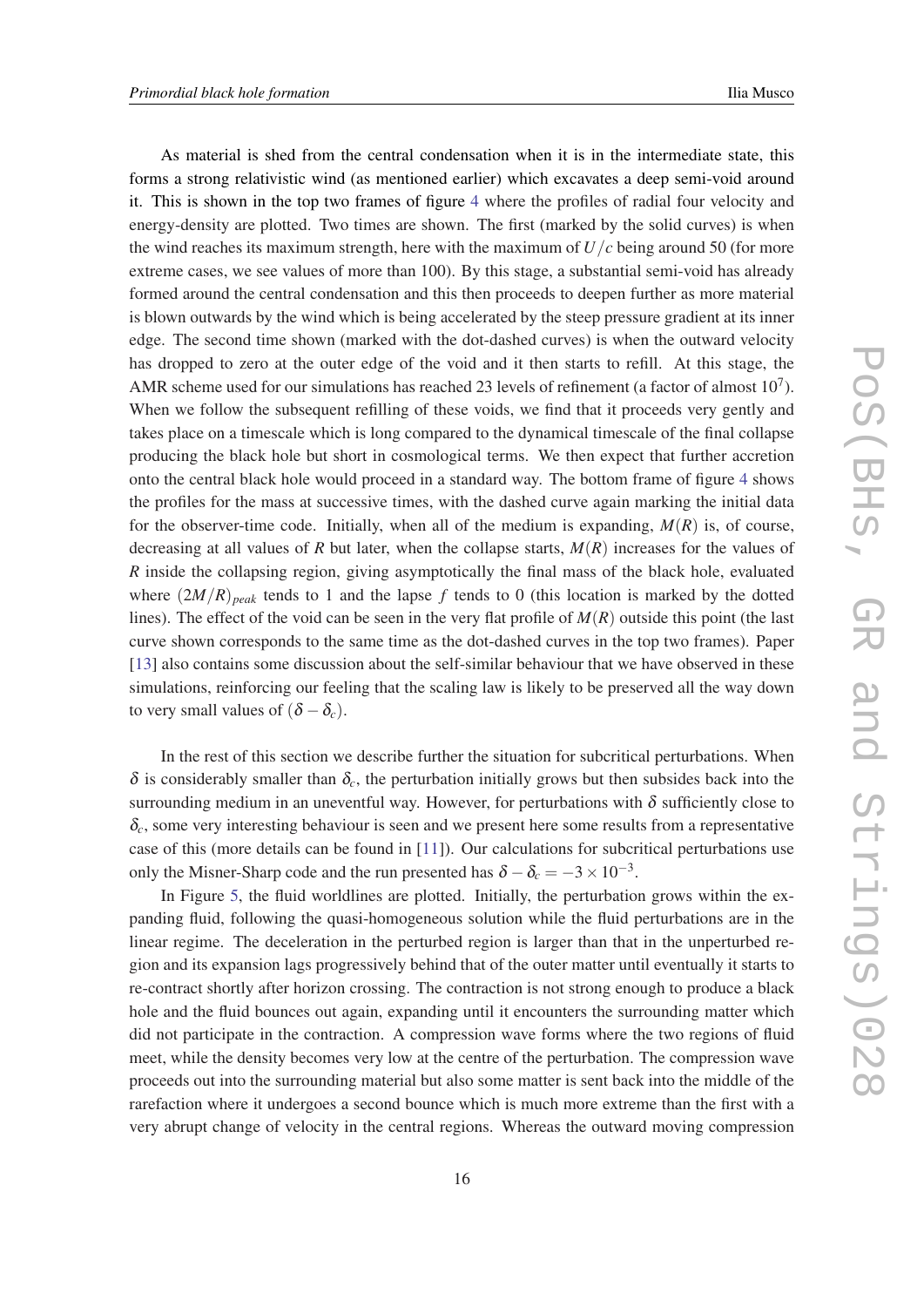As material is shed from the central condensation when it is in the intermediate state, this forms a strong relativistic wind (as mentioned earlier) which excavates a deep semi-void around it. This is shown in the top two frames of figure 4 where the profiles of radial four velocity and energy-density are plotted. Two times are shown. The first (marked by the solid curves) is when the wind reaches its maximum strength, here with the maximum of $U/c$ being around 50 (for more extreme cases, we see values of more than 100). By this stage, a substantial semi-void has already formed around the central condensation and this then proceeds to deepen further as more material is blown outwards by the wind which is being accelerated by the steep pressure gradient at its inner edge. The second time shown (marked with the dot-dashed curves) is when the outward velocity has dropped to zero at the outer edge of the void and it then starts to refill. At this stage, the AMR scheme used for our simulations has reached 23 levels of refinement (a factor of almost $10^7$). When we follow the subsequent refilling of these voids, we find that it proceeds very gently and takes place on a timescale which is long compared to the dynamical timescale of the final collapse producing the black hole but short in cosmological terms. We then expect that further accretion onto the central black hole would proceed in a standard way. The bottom frame of figure 4 shows the profiles for the mass at successive times, with the dashed curve again marking the initial data for the observer-time code. Initially, when all of the medium is expanding, $M(R)$ is, of course, decreasing at all values of $R$ but later, when the collapse starts, $M(R)$ increases for the values of $R$ inside the collapsing region, giving asymptotically the final mass of the black hole, evaluated where $(2M/R)_{peak}$ tends to 1 and the lapse $f$ tends to 0 (this location is marked by the dotted lines). The effect of the void can be seen in the very flat profile of $M(R)$ outside this point (the last curve shown corresponds to the same time as the dot-dashed curves in the top two frames). Paper [13] also contains some discussion about the self-similar behaviour that we have observed in these simulations, reinforcing our feeling that the scaling law is likely to be preserved all the way down to very small values of $(\delta - \delta_c)$.

In the rest of this section we describe further the situation for subcritical perturbations. When $\delta$ is considerably smaller than $\delta_c$, the perturbation initially grows but then subsides back into the surrounding medium in an uneventful way. However, for perturbations with $\delta$ sufficiently close to $\delta_c$, some very interesting behaviour is seen and we present here some results from a representative case of this (more details can be found in [11]). Our calculations for subcritical perturbations use only the Misner-Sharp code and the run presented has $\delta - \delta_c = -3 \times 10^{-3}$.

In Figure 5, the fluid worldlines are plotted. Initially, the perturbation grows within the expanding fluid, following the quasi-homogeneous solution while the fluid perturbations are in the linear regime. The deceleration in the perturbed region is larger than that in the unperturbed region and its expansion lags progressively behind that of the outer matter until eventually it starts to re-contract shortly after horizon crossing. The contraction is not strong enough to produce a black hole and the fluid bounces out again, expanding until it encounters the surrounding matter which did not participate in the contraction. A compression wave forms where the two regions of fluid meet, while the density becomes very low at the centre of the perturbation. The compression wave proceeds out into the surrounding material but also some matter is sent back into the middle of the rarefaction where it undergoes a second bounce which is much more extreme than the first with a very abrupt change of velocity in the central regions. Whereas the outward moving compression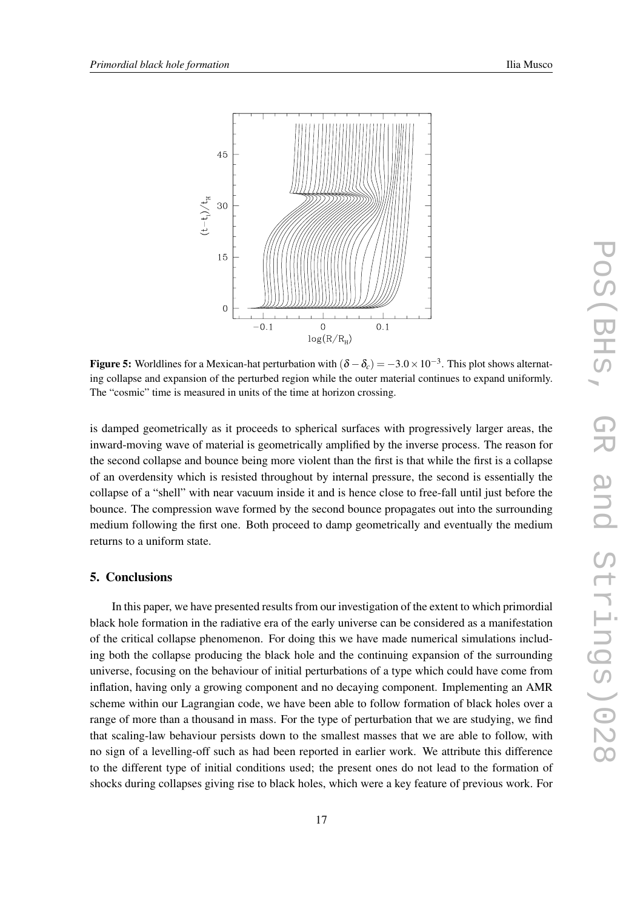**Figure 5:** Worldlines for a Mexican-hat perturbation with $(\delta - \delta_c) = -3.0 \times 10^{-3}$. This plot shows alternating collapse and expansion of the perturbed region while the outer material continues to expand uniformly. The "cosmic" time is measured in units of the time at horizon crossing.

is damped geometrically as it proceeds to spherical surfaces with progressively larger areas, the inward-moving wave of material is geometrically amplified by the inverse process. The reason for the second collapse and bounce being more violent than the first is that while the first is a collapse of an overdensity which is resisted throughout by internal pressure, the second is essentially the collapse of a "shell" with near vacuum inside it and is hence close to free-fall until just before the bounce. The compression wave formed by the second bounce propagates out into the surrounding medium following the first one. Both proceed to damp geometrically and eventually the medium returns to a uniform state.

## 5. Conclusions

In this paper, we have presented results from our investigation of the extent to which primordial black hole formation in the radiative era of the early universe can be considered as a manifestation of the critical collapse phenomenon. For doing this we have made numerical simulations including both the collapse producing the black hole and the continuing expansion of the surrounding universe, focusing on the behaviour of initial perturbations of a type which could have come from inflation, having only a growing component and no decaying component. Implementing an AMR scheme within our Lagrangian code, we have been able to follow formation of black holes over a range of more than a thousand in mass. For the type of perturbation that we are studying, we find that scaling-law behaviour persists down to the smallest masses that we are able to follow, with no sign of a levelling-off such as had been reported in earlier work. We attribute this difference to the different type of initial conditions used; the present ones do not lead to the formation of shocks during collapses giving rise to black holes, which were a key feature of previous work. For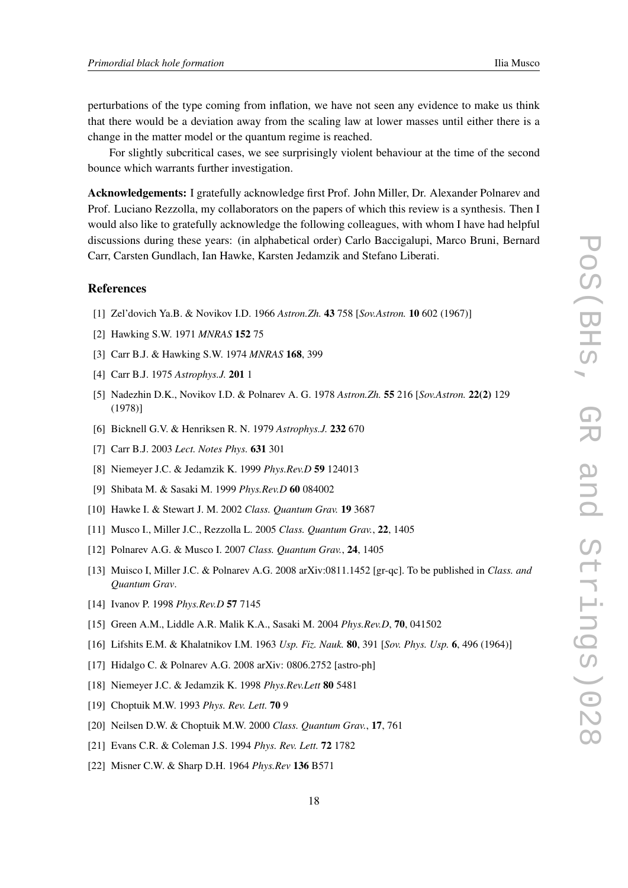perturbations of the type coming from inflation, we have not seen any evidence to make us think that there would be a deviation away from the scaling law at lower masses until either there is a change in the matter model or the quantum regime is reached.

For slightly subcritical cases, we see surprisingly violent behaviour at the time of the second bounce which warrants further investigation.

**Acknowledgements:** I gratefully acknowledge first Prof. John Miller, Dr. Alexander Polnarev and Prof. Luciano Rezzolla, my collaborators on the papers of which this review is a synthesis. Then I would also like to gratefully acknowledge the following colleagues, with whom I have had helpful discussions during these years: (in alphabetical order) Carlo Baccigalupi, Marco Bruni, Bernard Carr, Carsten Gundlach, Ian Hawke, Karsten Jedamzik and Stefano Liberati.

## References

[1] Zel'dovich Ya.B. & Novikov I.D. 1966 *Astron.Zh.* **43** 758 [*Sov.Astron.* **10** 602 (1967)]

[2] Hawking S.W. 1971 *MNRAS* **152** 75

[3] Carr B.J. & Hawking S.W. 1974 *MNRAS* **168**, 399

[4] Carr B.J. 1975 *Astrophys.J.* **201** 1

[5] Nadezhin D.K., Novikov I.D. & Polnarev A. G. 1978 *Astron.Zh.* **55** 216 [*Sov.Astron.* **22(2)** 129 (1978)]

[6] Bicknell G.V. & Henriksen R. N. 1979 *Astrophys.J.* **232** 670

[7] Carr B.J. 2003 *Lect. Notes Phys.* **631** 301

[8] Niemeyer J.C. & Jedamzik K. 1999 *Phys.Rev.D* **59** 124013

[9] Shibata M. & Sasaki M. 1999 *Phys.Rev.D* **60** 084002

[10] Hawke I. & Stewart J. M. 2002 *Class. Quantum Grav.* **19** 3687

[11] Musco I., Miller J.C., Rezzolla L. 2005 *Class. Quantum Grav.*, **22**, 1405

[12] Polnarev A.G. & Musco I. 2007 *Class. Quantum Grav.*, **24**, 1405

[13] Muisco I, Miller J.C. & Polnarev A.G. 2008 arXiv:0811.1452 [gr-qc]. To be published in *Class. and Quantum Grav*.

[14] Ivanov P. 1998 *Phys.Rev.D* **57** 7145

[15] Green A.M., Liddle A.R. Malik K.A., Sasaki M. 2004 *Phys.Rev.D*, **70**, 041502

[16] Lifshits E.M. & Khalatnikov I.M. 1963 *Usp. Fiz. Nauk.* **80**, 391 [*Sov. Phys. Usp.* **6**, 496 (1964)]

[17] Hidalgo C. & Polnarev A.G. 2008 arXiv: 0806.2752 [astro-ph]

[18] Niemeyer J.C. & Jedamzik K. 1998 *Phys.Rev.Lett* **80** 5481

[19] Choptuik M.W. 1993 *Phys. Rev. Lett.* **70** 9

[20] Neilsen D.W. & Choptuik M.W. 2000 *Class. Quantum Grav.*, **17**, 761

[21] Evans C.R. & Coleman J.S. 1994 *Phys. Rev. Lett.* **72** 1782

[22] Misner C.W. & Sharp D.H. 1964 *Phys.Rev* **136** B571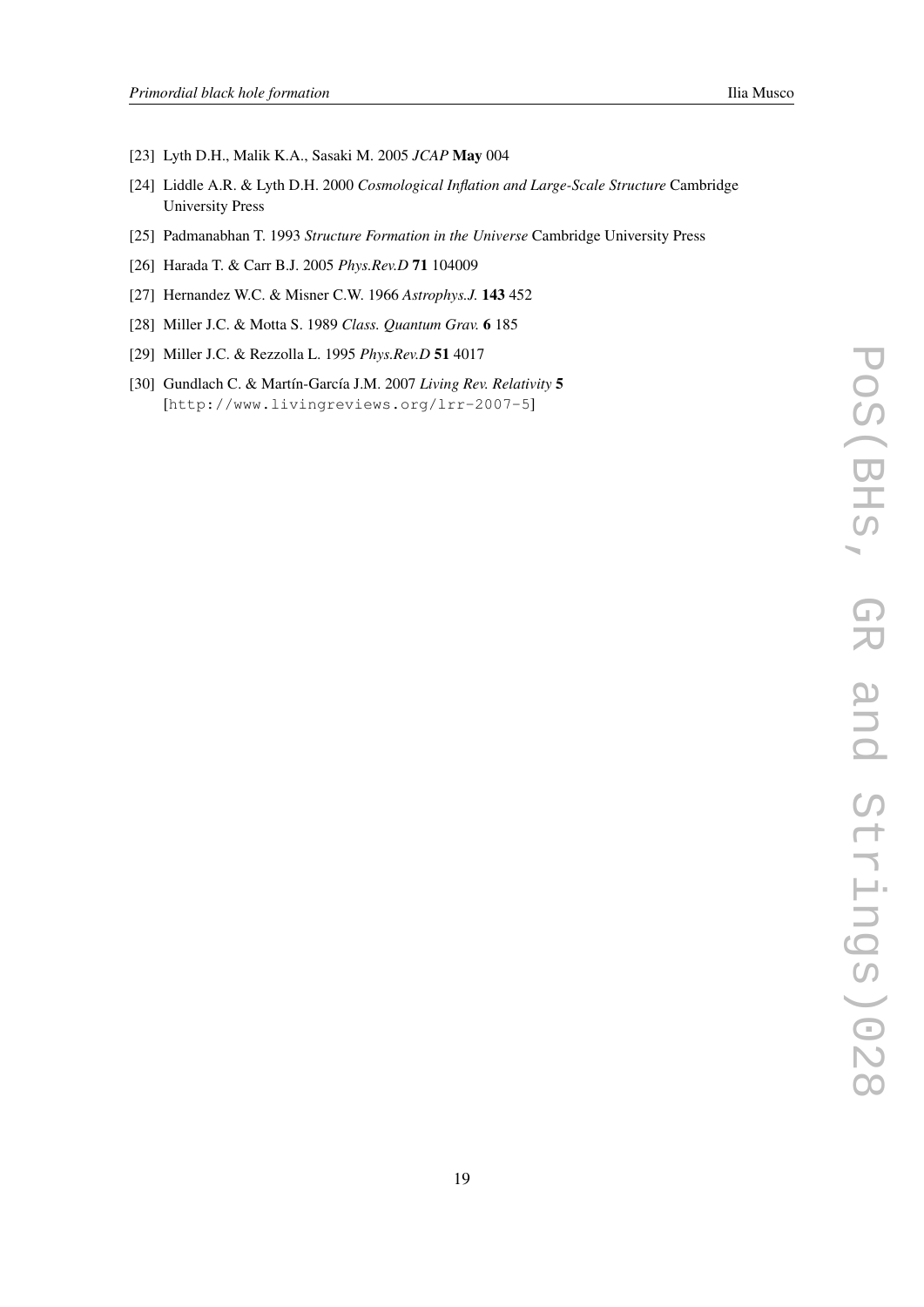[23] Lyth D.H., Malik K.A., Sasaki M. 2005 *JCAP* **May** 004

[24] Liddle A.R. & Lyth D.H. 2000 *Cosmological Inflation and Large-Scale Structure* Cambridge University Press

[25] Padmanabhan T. 1993 *Structure Formation in the Universe* Cambridge University Press

[26] Harada T. & Carr B.J. 2005 *Phys.Rev.D* **71** 104009

[27] Hernandez W.C. & Misner C.W. 1966 *Astrophys.J.* **143** 452

[28] Miller J.C. & Motta S. 1989 *Class. Quantum Grav.* **6** 185

[29] Miller J.C. & Rezzolla L. 1995 *Phys.Rev.D* **51** 4017

[30] Gundlach C. & Martín-García J.M. 2007 *Living Rev. Relativity* **5** [http://www.livingreviews.org/lrr-2007-5]